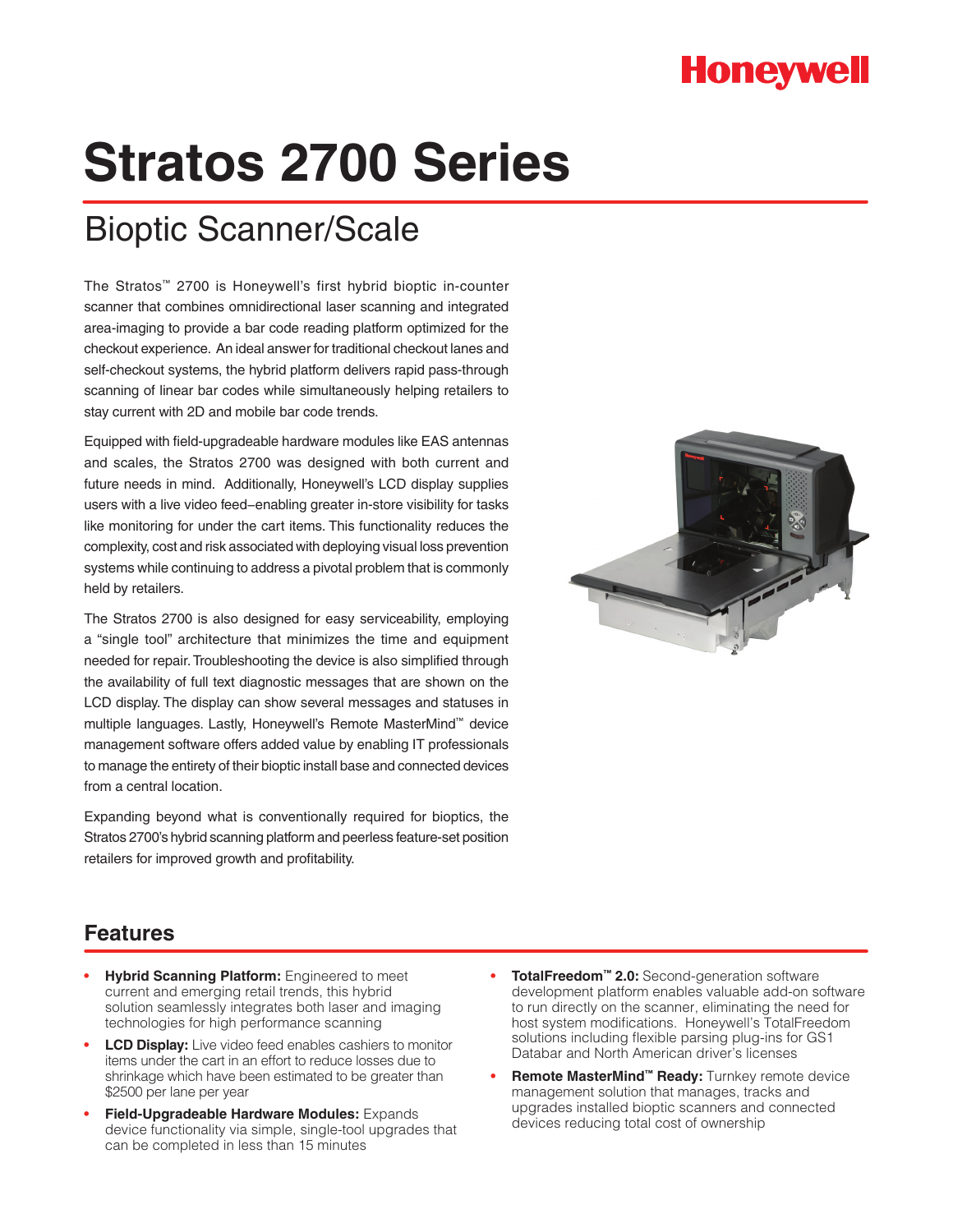# Stratos 2700 Series

## Bioptic Scanner/Scale

The Stratos™ 2700 is Honeywell's first hybrid bioptic in-counter scanner that combines omnidirectional laser scanning and integrated area-imaging to provide a bar code reading platform optimized for the checkout experience. An ideal answer for traditional checkout lanes and self-checkout systems, the hybrid platform delivers rapid pass-through scanning of linear bar codes while simultaneously helping retailers to stay current with 2D and mobile bar code trends.

Equipped with field-upgradeable hardware modules like EAS antennas and scales, the Stratos 2700 was designed with both current and future needs in mind. Additionally, Honeywell's LCD display supplies users with a live video feed–enabling greater in-store visibility for tasks like monitoring for under the cart items. This functionality reduces the complexity, cost and risk associated with deploying visual loss prevention systems while continuing to address a pivotal problem that is commonly held by retailers.

The Stratos 2700 is also designed for easy serviceability, employing a "single tool" architecture that minimizes the time and equipment needed for repair. Troubleshooting the device is also simplified through the availability of full text diagnostic messages that are shown on the LCD display. The display can show several messages and statuses in multiple languages. Lastly, Honeywell's Remote MasterMind™ device management software offers added value by enabling IT professionals to manage the entirety of their bioptic install base and connected devices from a central location.

Expanding beyond what is conventionally required for bioptics, the Stratos 2700's hybrid scanning platform and peerless feature-set position retailers for improved growth and profitability.

## Features

- **Hybrid Scanning Platform:** Engineered to meet current and emerging retail trends, this hybrid solution seamlessly integrates both laser and imaging technologies for high performance scanning
- **LCD Display:** Live video feed enables cashiers to monitor items under the cart in an effort to reduce losses due to shrinkage which have been estimated to be greater than $2500 per lane per year
- **Field-Upgradeable Hardware Modules:** Expands device functionality via simple, single-tool upgrades that can be completed in less than 15 minutes
- **TotalFreedom™ 2.0:** Second-generation software development platform enables valuable add-on software to run directly on the scanner, eliminating the need for host system modifications. Honeywell's TotalFreedom solutions including flexible parsing plug-ins for GS1 Databar and North American driver's licenses
- **Remote MasterMind™ Ready:** Turnkey remote device management solution that manages, tracks and upgrades installed bioptic scanners and connected devices reducing total cost of ownership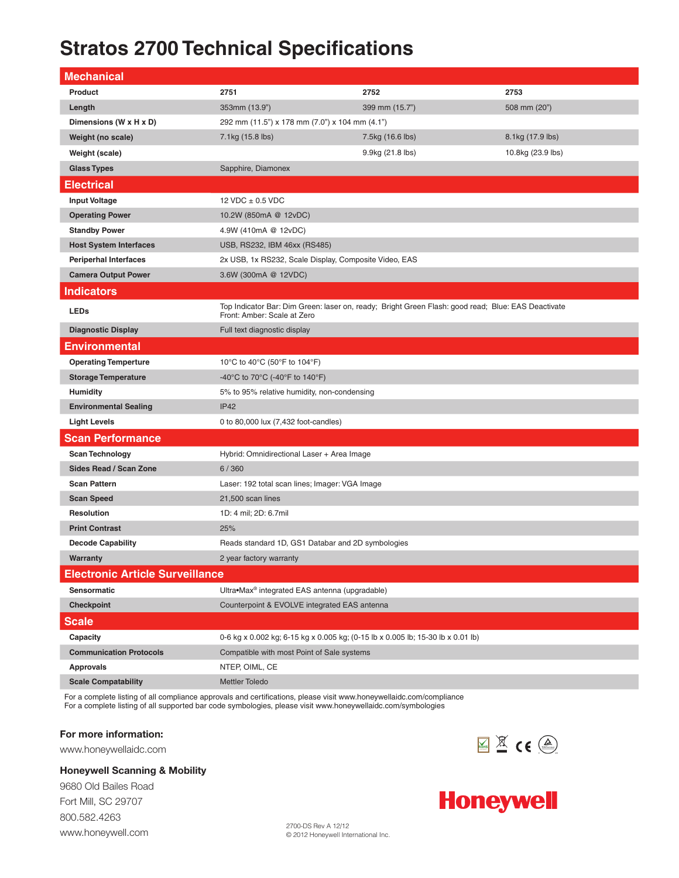# Stratos 2700 Technical Specifications

| | | | |
|---|---|---|---|
| **Mechanical** | | | |
| **Product** | **2751** | **2752** | **2753** |
| **Length** | 353mm (13.9") | 399 mm (15.7") | 508 mm (20") |
| **Dimensions (W x H x D)** | 292 mm (11.5") x 178 mm (7.0") x 104 mm (4.1") | | |
| **Weight (no scale)** | 7.1kg (15.8 lbs) | 7.5kg (16.6 lbs) | 8.1kg (17.9 lbs) |
| **Weight (scale)** | | 9.9kg (21.8 lbs) | 10.8kg (23.9 lbs) |
| **Glass Types** | Sapphire, Diamonex | | |
| **Electrical** | | | |
| **Input Voltage** | 12 VDC ± 0.5 VDC | | |
| **Operating Power** | 10.2W (850mA @ 12vDC) | | |
| **Standby Power** | 4.9W (410mA @ 12vDC) | | |
| **Host System Interfaces** | USB, RS232, IBM 46xx (RS485) | | |
| **Periperhal Interfaces** | 2x USB, 1x RS232, Scale Display, Composite Video, EAS | | |
| **Camera Output Power** | 3.6W (300mA @ 12VDC) | | |
| **Indicators** | | | |
| **LEDs** | Top Indicator Bar: Dim Green: laser on, ready; Bright Green Flash: good read; Blue: EAS Deactivate<br>Front: Amber: Scale at Zero | | |
| **Diagnostic Display** | Full text diagnostic display | | |
| **Environmental** | | | |
| **Operating Temperture** | 10°C to 40°C (50°F to 104°F) | | |
| **Storage Temperature** | -40°C to 70°C (-40°F to 140°F) | | |
| **Humidity** | 5% to 95% relative humidity, non-condensing | | |
| **Environmental Sealing** | IP42 | | |
| **Light Levels** | 0 to 80,000 lux (7,432 foot-candles) | | |
| **Scan Performance** | | | |
| **Scan Technology** | Hybrid: Omnidirectional Laser + Area Image | | |
| **Sides Read / Scan Zone** | 6 / 360 | | |
| **Scan Pattern** | Laser: 192 total scan lines; Imager: VGA Image | | |
| **Scan Speed** | 21,500 scan lines | | |
| **Resolution** | 1D: 4 mil; 2D: 6.7mil | | |
| **Print Contrast** | 25% | | |
| **Decode Capability** | Reads standard 1D, GS1 Databar and 2D symbologies | | |
| **Warranty** | 2 year factory warranty | | |
| **Electronic Article Surveillance** | | | |
| **Sensormatic** | Ultra•Max® integrated EAS antenna (upgradable) | | |
| **Checkpoint** | Counterpoint & EVOLVE integrated EAS antenna | | |
| **Scale** | | | |
| **Capacity** | 0-6 kg x 0.002 kg; 6-15 kg x 0.005 kg; (0-15 lb x 0.005 lb; 15-30 lb x 0.01 lb) | | |
| **Communication Protocols** | Compatible with most Point of Sale systems | | |
| **Approvals** | NTEP, OIML, CE | | |
| **Scale Compatability** | Mettler Toledo | | |

For a complete listing of all compliance approvals and certifications, please visit www.honeywellaidc.com/compliance
For a complete listing of all supported bar code symbologies, please visit www.honeywellaidc.com/symbologies

**For more information:**

www.honeywellaidc.com

**Honeywell Scanning & Mobility**

9680 Old Bailes Road
Fort Mill, SC 29707
800.582.4263
www.honeywell.com

2700-DS Rev A 12/12
© 2012 Honeywell International Inc.

Honeywell